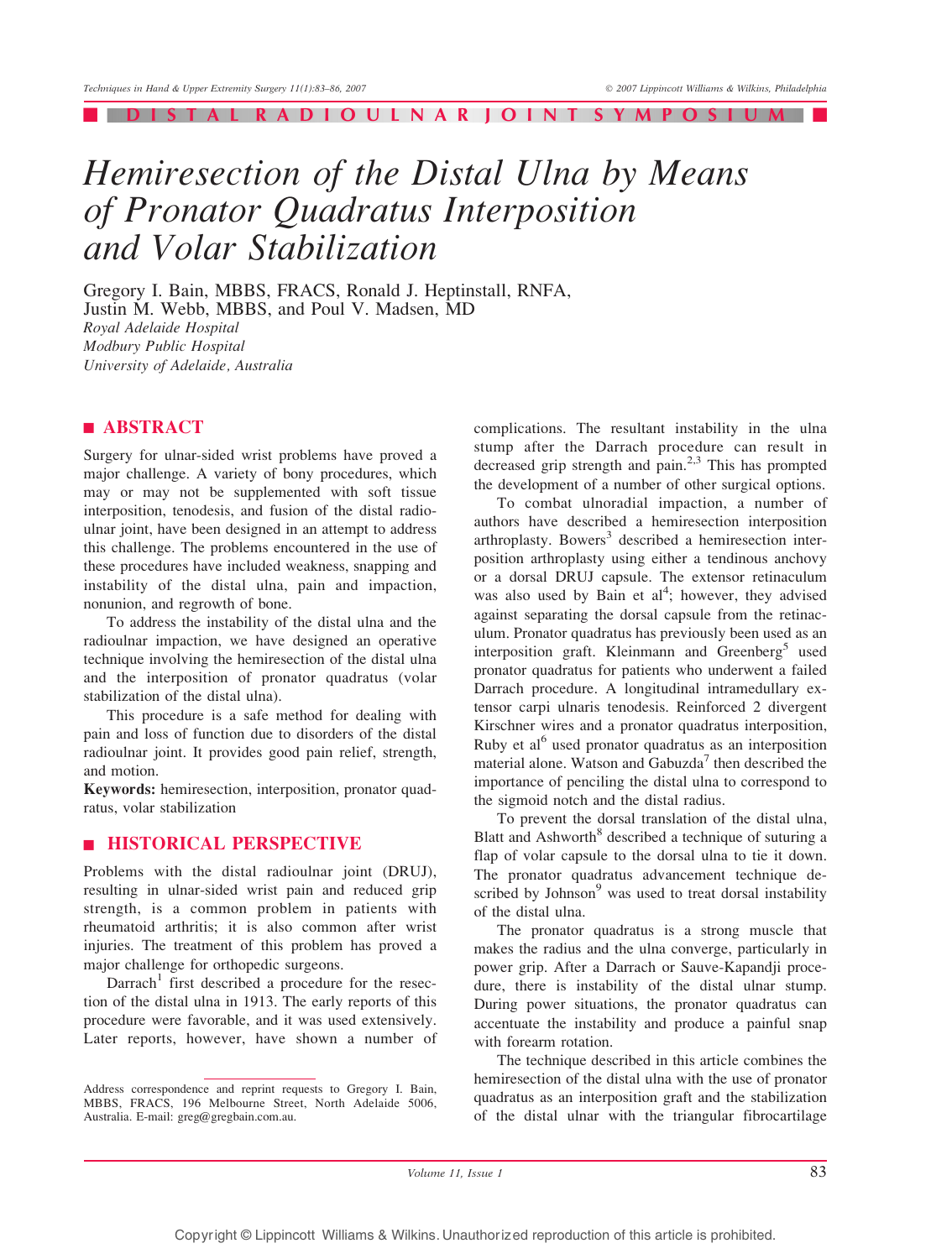DISTAL RADIOULNAR JOINT SYMPOSIUM

# Hemiresection of the Distal Ulna by Means of Pronator Quadratus Interposition and Volar Stabilization

Gregory I. Bain, MBBS, FRACS, Ronald J. Heptinstall, RNFA, Justin M. Webb, MBBS, and Poul V. Madsen, MD

*Royal Adelaide Hospital*
*Modbury Public Hospital*
*University of Adelaide, Australia*

## ABSTRACT

Surgery for ulnar-sided wrist problems have proved a major challenge. A variety of bony procedures, which may or may not be supplemented with soft tissue interposition, tenodesis, and fusion of the distal radioulnar joint, have been designed in an attempt to address this challenge. The problems encountered in the use of these procedures have included weakness, snapping and instability of the distal ulna, pain and impaction, nonunion, and regrowth of bone.

To address the instability of the distal ulna and the radioulnar impaction, we have designed an operative technique involving the hemiresection of the distal ulna and the interposition of pronator quadratus (volar stabilization of the distal ulna).

This procedure is a safe method for dealing with pain and loss of function due to disorders of the distal radioulnar joint. It provides good pain relief, strength, and motion.

**Keywords:** hemiresection, interposition, pronator quadratus, volar stabilization

## HISTORICAL PERSPECTIVE

Problems with the distal radioulnar joint (DRUJ), resulting in ulnar-sided wrist pain and reduced grip strength, is a common problem in patients with rheumatoid arthritis; it is also common after wrist injuries. The treatment of this problem has proved a major challenge for orthopedic surgeons.

Darrach[1] first described a procedure for the resection of the distal ulna in 1913. The early reports of this procedure were favorable, and it was used extensively. Later reports, however, have shown a number of complications. The resultant instability in the ulna stump after the Darrach procedure can result in decreased grip strength and pain.[2,3] This has prompted the development of a number of other surgical options.

To combat ulnoradial impaction, a number of authors have described a hemiresection interposition arthroplasty. Bowers[3] described a hemiresection interposition arthroplasty using either a tendinous anchovy or a dorsal DRUJ capsule. The extensor retinaculum was also used by Bain et al[4]; however, they advised against separating the dorsal capsule from the retinaculum. Pronator quadratus has previously been used as an interposition graft. Kleinmann and Greenberg[5] used pronator quadratus for patients who underwent a failed Darrach procedure. A longitudinal intramedullary extensor carpi ulnaris tenodesis. Reinforced 2 divergent Kirschner wires and a pronator quadratus interposition, Ruby et al[6] used pronator quadratus as an interposition material alone. Watson and Gabuzda[7] then described the importance of penciling the distal ulna to correspond to the sigmoid notch and the distal radius.

To prevent the dorsal translation of the distal ulna, Blatt and Ashworth[8] described a technique of suturing a flap of volar capsule to the dorsal ulna to tie it down. The pronator quadratus advancement technique described by Johnson[9] was used to treat dorsal instability of the distal ulna.

The pronator quadratus is a strong muscle that makes the radius and the ulna converge, particularly in power grip. After a Darrach or Sauve-Kapandji procedure, there is instability of the distal ulnar stump. During power situations, the pronator quadratus can accentuate the instability and produce a painful snap with forearm rotation.

The technique described in this article combines the hemiresection of the distal ulna with the use of pronator quadratus as an interposition graft and the stabilization of the distal ulnar with the triangular fibrocartilage

---

Address correspondence and reprint requests to Gregory I. Bain, MBBS, FRACS, 196 Melbourne Street, North Adelaide 5006, Australia. E-mail: greg@gregbain.com.au.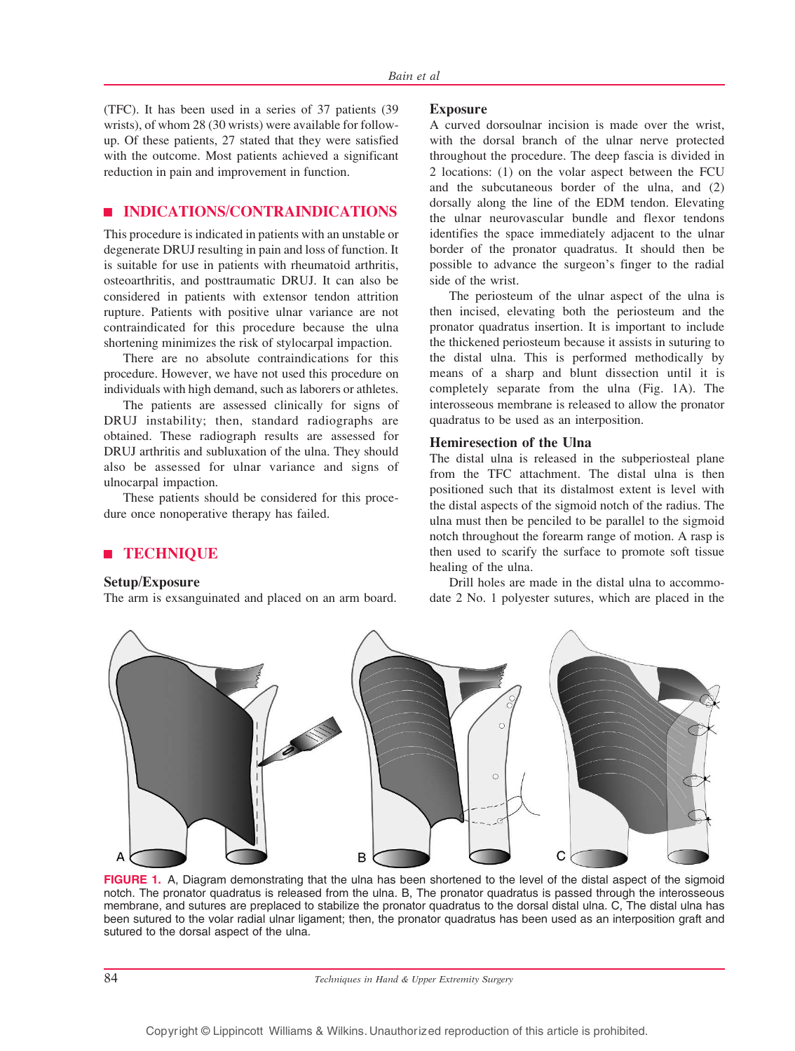(TFC). It has been used in a series of 37 patients (39 wrists), of whom 28 (30 wrists) were available for follow-up. Of these patients, 27 stated that they were satisfied with the outcome. Most patients achieved a significant reduction in pain and improvement in function.

## INDICATIONS/CONTRAINDICATIONS

This procedure is indicated in patients with an unstable or degenerate DRUJ resulting in pain and loss of function. It is suitable for use in patients with rheumatoid arthritis, osteoarthritis, and posttraumatic DRUJ. It can also be considered in patients with extensor tendon attrition rupture. Patients with positive ulnar variance are not contraindicated for this procedure because the ulna shortening minimizes the risk of stylocarpal impaction.

There are no absolute contraindications for this procedure. However, we have not used this procedure on individuals with high demand, such as laborers or athletes.

The patients are assessed clinically for signs of DRUJ instability; then, standard radiographs are obtained. These radiograph results are assessed for DRUJ arthritis and subluxation of the ulna. They should also be assessed for ulnar variance and signs of ulnocarpal impaction.

These patients should be considered for this procedure once nonoperative therapy has failed.

## TECHNIQUE

### Setup/Exposure

The arm is exsanguinated and placed on an arm board.

### Exposure

A curved dorsoulnar incision is made over the wrist, with the dorsal branch of the ulnar nerve protected throughout the procedure. The deep fascia is divided in 2 locations: (1) on the volar aspect between the FCU and the subcutaneous border of the ulna, and (2) dorsally along the line of the EDM tendon. Elevating the ulnar neurovascular bundle and flexor tendons identifies the space immediately adjacent to the ulnar border of the pronator quadratus. It should then be possible to advance the surgeon's finger to the radial side of the wrist.

The periosteum of the ulnar aspect of the ulna is then incised, elevating both the periosteum and the pronator quadratus insertion. It is important to include the thickened periosteum because it assists in suturing to the distal ulna. This is performed methodically by means of a sharp and blunt dissection until it is completely separate from the ulna (Fig. 1A). The interosseous membrane is released to allow the pronator quadratus to be used as an interposition.

### Hemiresection of the Ulna

The distal ulna is released in the subperiosteal plane from the TFC attachment. The distal ulna is then positioned such that its distalmost extent is level with the distal aspects of the sigmoid notch of the radius. The ulna must then be penciled to be parallel to the sigmoid notch throughout the forearm range of motion. A rasp is then used to scarify the surface to promote soft tissue healing of the ulna.

Drill holes are made in the distal ulna to accommodate 2 No. 1 polyester sutures, which are placed in the

**FIGURE 1.** A, Diagram demonstrating that the ulna has been shortened to the level of the distal aspect of the sigmoid notch. The pronator quadratus is released from the ulna. B, The pronator quadratus is passed through the interosseous membrane, and sutures are preplaced to stabilize the pronator quadratus to the dorsal distal ulna. C, The distal ulna has been sutured to the volar radial ulnar ligament; then, the pronator quadratus has been used as an interposition graft and sutured to the dorsal aspect of the ulna.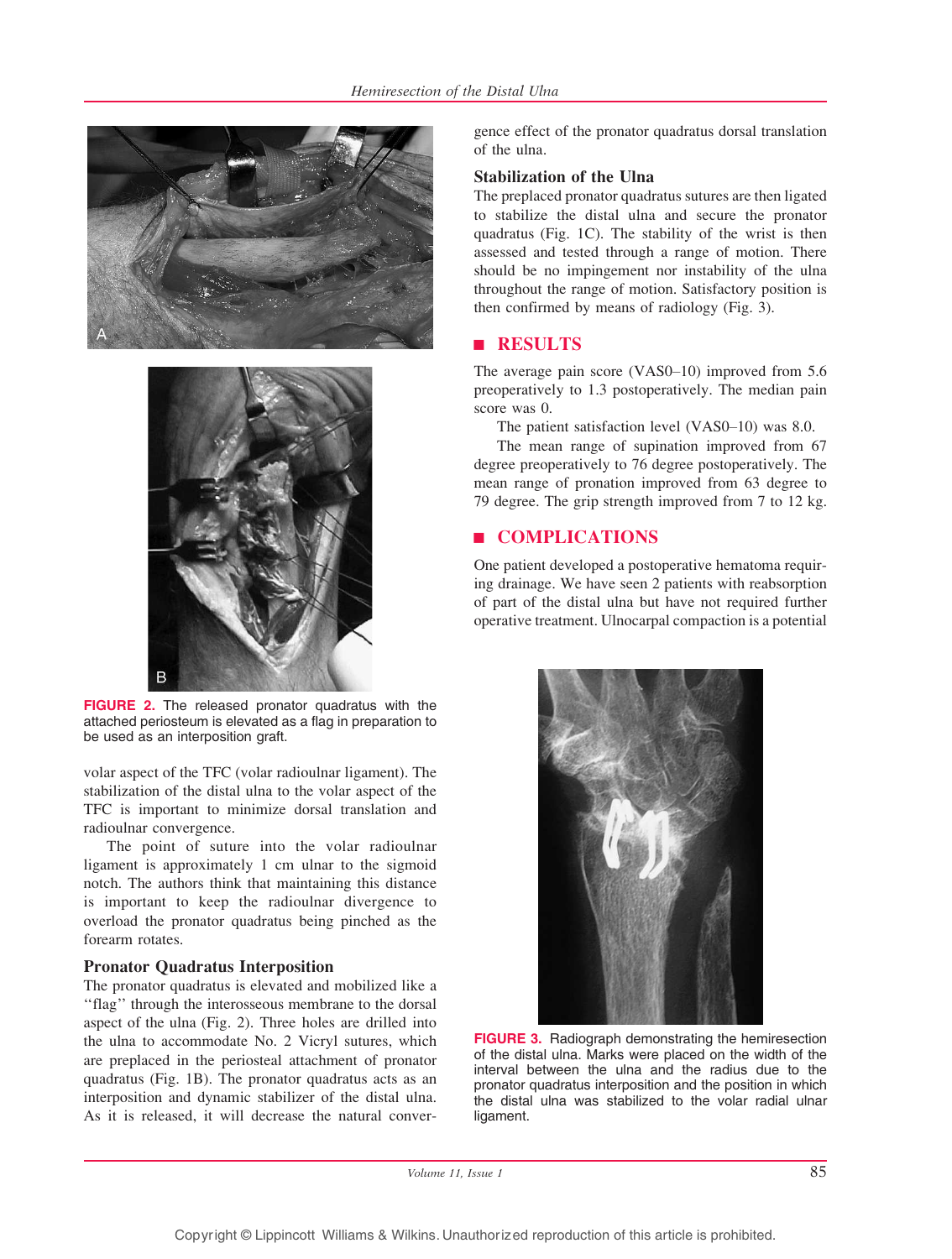FIGURE 2. The released pronator quadratus with the attached periosteum is elevated as a flag in preparation to be used as an interposition graft.

volar aspect of the TFC (volar radioulnar ligament). The stabilization of the distal ulna to the volar aspect of the TFC is important to minimize dorsal translation and radioulnar convergence.

The point of suture into the volar radioulnar ligament is approximately 1 cm ulnar to the sigmoid notch. The authors think that maintaining this distance is important to keep the radioulnar divergence to overload the pronator quadratus being pinched as the forearm rotates.

### Pronator Quadratus Interposition

The pronator quadratus is elevated and mobilized like a ''flag'' through the interosseous membrane to the dorsal aspect of the ulna (Fig. 2). Three holes are drilled into the ulna to accommodate No. 2 Vicryl sutures, which are preplaced in the periosteal attachment of pronator quadratus (Fig. 1B). The pronator quadratus acts as an interposition and dynamic stabilizer of the distal ulna. As it is released, it will decrease the natural convergence effect of the pronator quadratus dorsal translation of the ulna.

### Stabilization of the Ulna

The preplaced pronator quadratus sutures are then ligated to stabilize the distal ulna and secure the pronator quadratus (Fig. 1C). The stability of the wrist is then assessed and tested through a range of motion. There should be no impingement nor instability of the ulna throughout the range of motion. Satisfactory position is then confirmed by means of radiology (Fig. 3).

## RESULTS

The average pain score (VAS0–10) improved from 5.6 preoperatively to 1.3 postoperatively. The median pain score was 0.

The patient satisfaction level (VAS0–10) was 8.0.

The mean range of supination improved from 67 degree preoperatively to 76 degree postoperatively. The mean range of pronation improved from 63 degree to 79 degree. The grip strength improved from 7 to 12 kg.

## COMPLICATIONS

One patient developed a postoperative hematoma requiring drainage. We have seen 2 patients with reabsorption of part of the distal ulna but have not required further operative treatment. Ulnocarpal compaction is a potential

FIGURE 3. Radiograph demonstrating the hemiresection of the distal ulna. Marks were placed on the width of the interval between the ulna and the radius due to the pronator quadratus interposition and the position in which the distal ulna was stabilized to the volar radial ulnar ligament.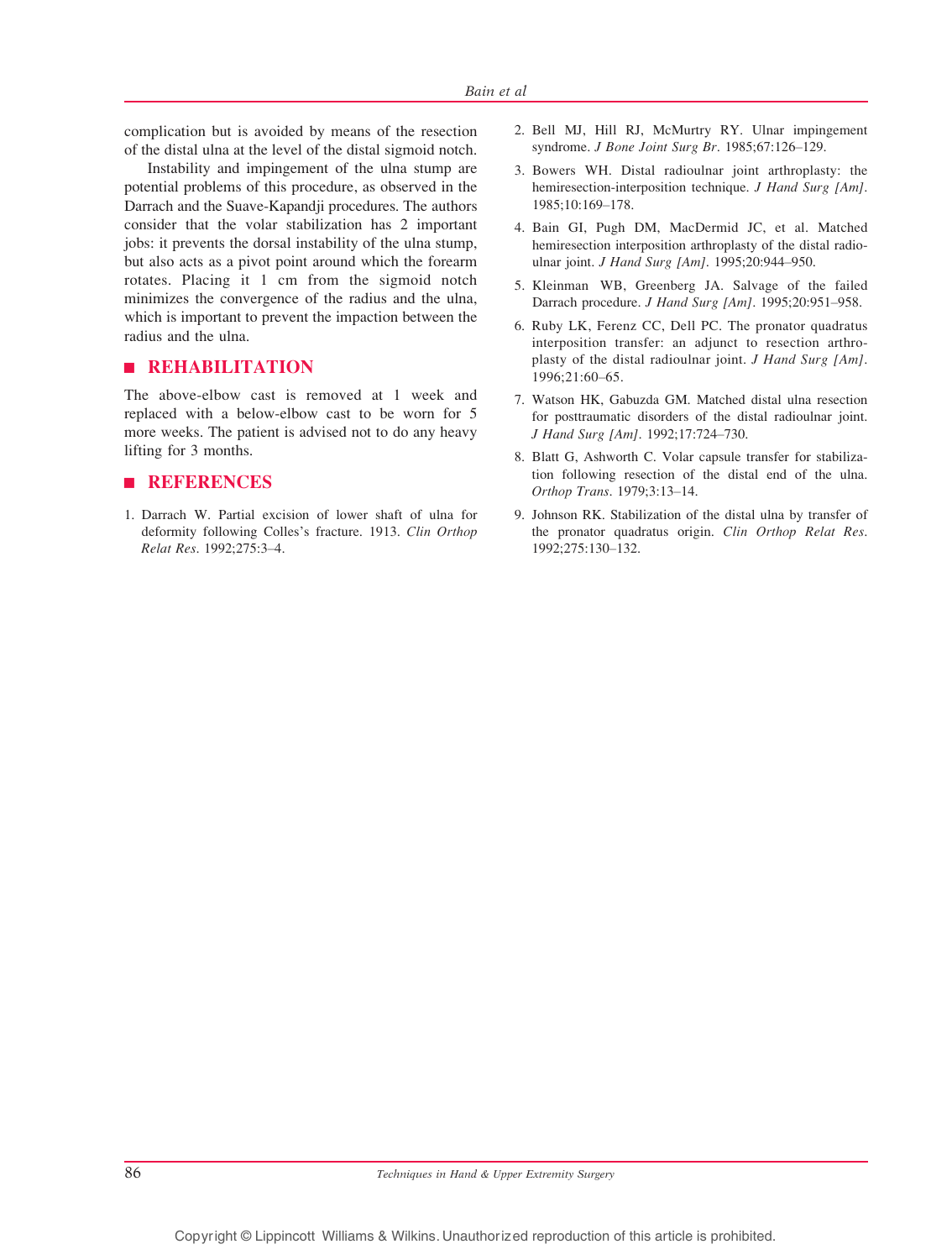complication but is avoided by means of the resection of the distal ulna at the level of the distal sigmoid notch.

Instability and impingement of the ulna stump are potential problems of this procedure, as observed in the Darrach and the Suave-Kapandji procedures. The authors consider that the volar stabilization has 2 important jobs: it prevents the dorsal instability of the ulna stump, but also acts as a pivot point around which the forearm rotates. Placing it 1 cm from the sigmoid notch minimizes the convergence of the radius and the ulna, which is important to prevent the impaction between the radius and the ulna.

## REHABILITATION

The above-elbow cast is removed at 1 week and replaced with a below-elbow cast to be worn for 5 more weeks. The patient is advised not to do any heavy lifting for 3 months.

## REFERENCES

1. Darrach W. Partial excision of lower shaft of ulna for deformity following Colles's fracture. 1913. *Clin Orthop Relat Res*. 1992;275:3–4.
2. Bell MJ, Hill RJ, McMurtry RY. Ulnar impingement syndrome. *J Bone Joint Surg Br*. 1985;67:126–129.
3. Bowers WH. Distal radioulnar joint arthroplasty: the hemiresection-interposition technique. *J Hand Surg [Am]*. 1985;10:169–178.
4. Bain GI, Pugh DM, MacDermid JC, et al. Matched hemiresection interposition arthroplasty of the distal radioulnar joint. *J Hand Surg [Am]*. 1995;20:944–950.
5. Kleinman WB, Greenberg JA. Salvage of the failed Darrach procedure. *J Hand Surg [Am]*. 1995;20:951–958.
6. Ruby LK, Ferenz CC, Dell PC. The pronator quadratus interposition transfer: an adjunct to resection arthroplasty of the distal radioulnar joint. *J Hand Surg [Am]*. 1996;21:60–65.
7. Watson HK, Gabuzda GM. Matched distal ulna resection for posttraumatic disorders of the distal radioulnar joint. *J Hand Surg [Am]*. 1992;17:724–730.
8. Blatt G, Ashworth C. Volar capsule transfer for stabilization following resection of the distal end of the ulna. *Orthop Trans*. 1979;3:13–14.
9. Johnson RK. Stabilization of the distal ulna by transfer of the pronator quadratus origin. *Clin Orthop Relat Res*. 1992;275:130–132.